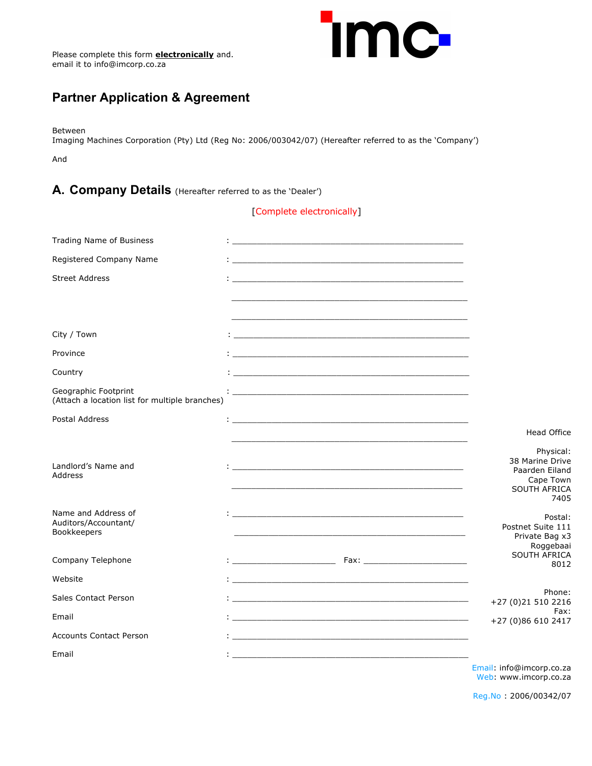Please complete this form **electronically** and.
email it to info@imcorp.co.za

imc

## Partner Application & Agreement

Between
Imaging Machines Corporation (Pty) Ltd (Reg No: 2006/003042/07) (Hereafter referred to as the 'Company')

And

## A. Company Details (Hereafter referred to as the 'Dealer')

[Complete electronically]

Trading Name of Business : ______________________________________________

Registered Company Name : ______________________________________________

Street Address : ______________________________________________

______________________________________________

______________________________________________

City / Town : ______________________________________________

Province : ______________________________________________

Country : ______________________________________________

Geographic Footprint
(Attach a location list for multiple branches) : ______________________________________________

Postal Address : ______________________________________________

______________________________________________

Landlord's Name and Address : ______________________________________________

______________________________________________

Name and Address of Auditors/Accountant/ Bookkeepers : ______________________________________________

______________________________________________

Company Telephone : ____________________ Fax: ____________________

Website : ______________________________________________

Sales Contact Person : ______________________________________________

Email : ______________________________________________

Accounts Contact Person : ______________________________________________

Email : ______________________________________________

Head Office

Physical:
38 Marine Drive
Paarden Eiland
Cape Town
SOUTH AFRICA
7405

Postal:
Postnet Suite 111
Private Bag x3
Roggebaai
SOUTH AFRICA
8012

Phone:
+27 (0)21 510 2216
Fax:
+27 (0)86 610 2417

Email: info@imcorp.co.za
Web: www.imcorp.co.za

Reg.No : 2006/00342/07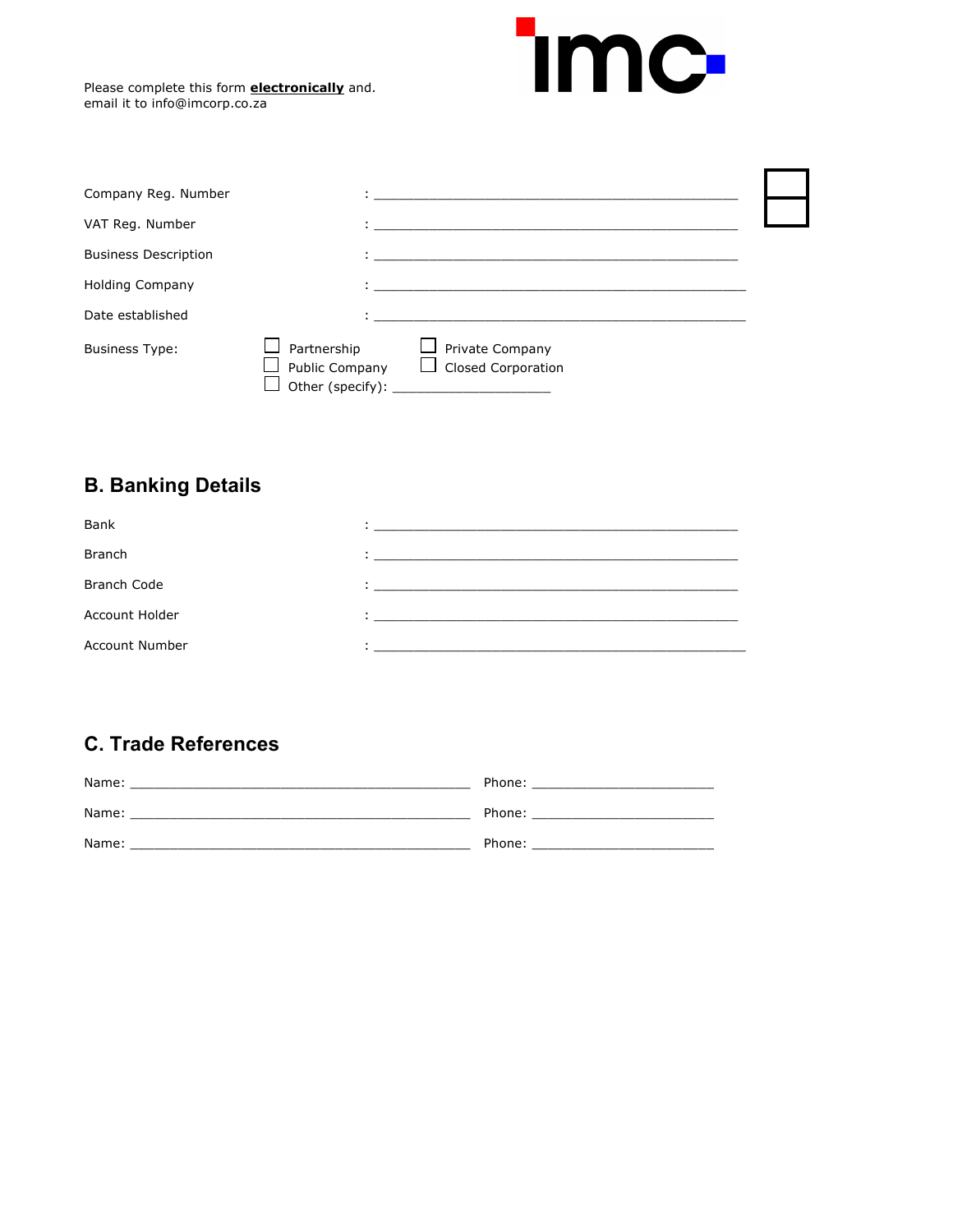Please complete this form **electronically** and.
email it to info@imcorp.co.za

Company Reg. Number : ______________________________________________

VAT Reg. Number : ______________________________________________

Business Description : ______________________________________________

Holding Company : ______________________________________________

Date established : ______________________________________________

Business Type:
- ☐ Partnership
- ☐ Private Company
- ☐ Public Company
- ☐ Closed Corporation
- ☐ Other (specify): ____________________

## B. Banking Details

Bank : ______________________________________________

Branch : ______________________________________________

Branch Code : ______________________________________________

Account Holder : ______________________________________________

Account Number : ______________________________________________

## C. Trade References

Name: __________________________________________ Phone: ______________________

Name: __________________________________________ Phone: ______________________

Name: __________________________________________ Phone: ______________________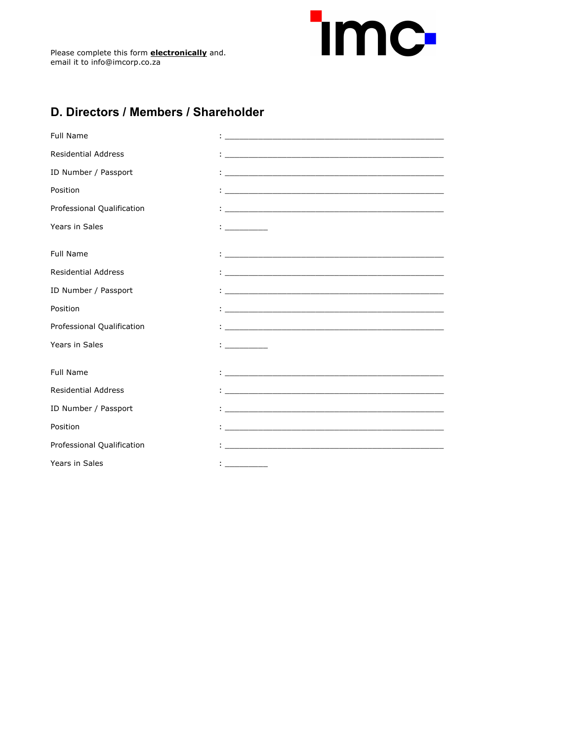Please complete this form **electronically** and.
email it to info@imcorp.co.za

## D. Directors / Members / Shareholder

Full Name : ________________________________________________

Residential Address : ________________________________________________

ID Number / Passport : ________________________________________________

Position : ________________________________________________

Professional Qualification : ________________________________________________

Years in Sales : _________

Full Name : ________________________________________________

Residential Address : ________________________________________________

ID Number / Passport : ________________________________________________

Position : ________________________________________________

Professional Qualification : ________________________________________________

Years in Sales : _________

Full Name : ________________________________________________

Residential Address : ________________________________________________

ID Number / Passport : ________________________________________________

Position : ________________________________________________

Professional Qualification : ________________________________________________

Years in Sales : _________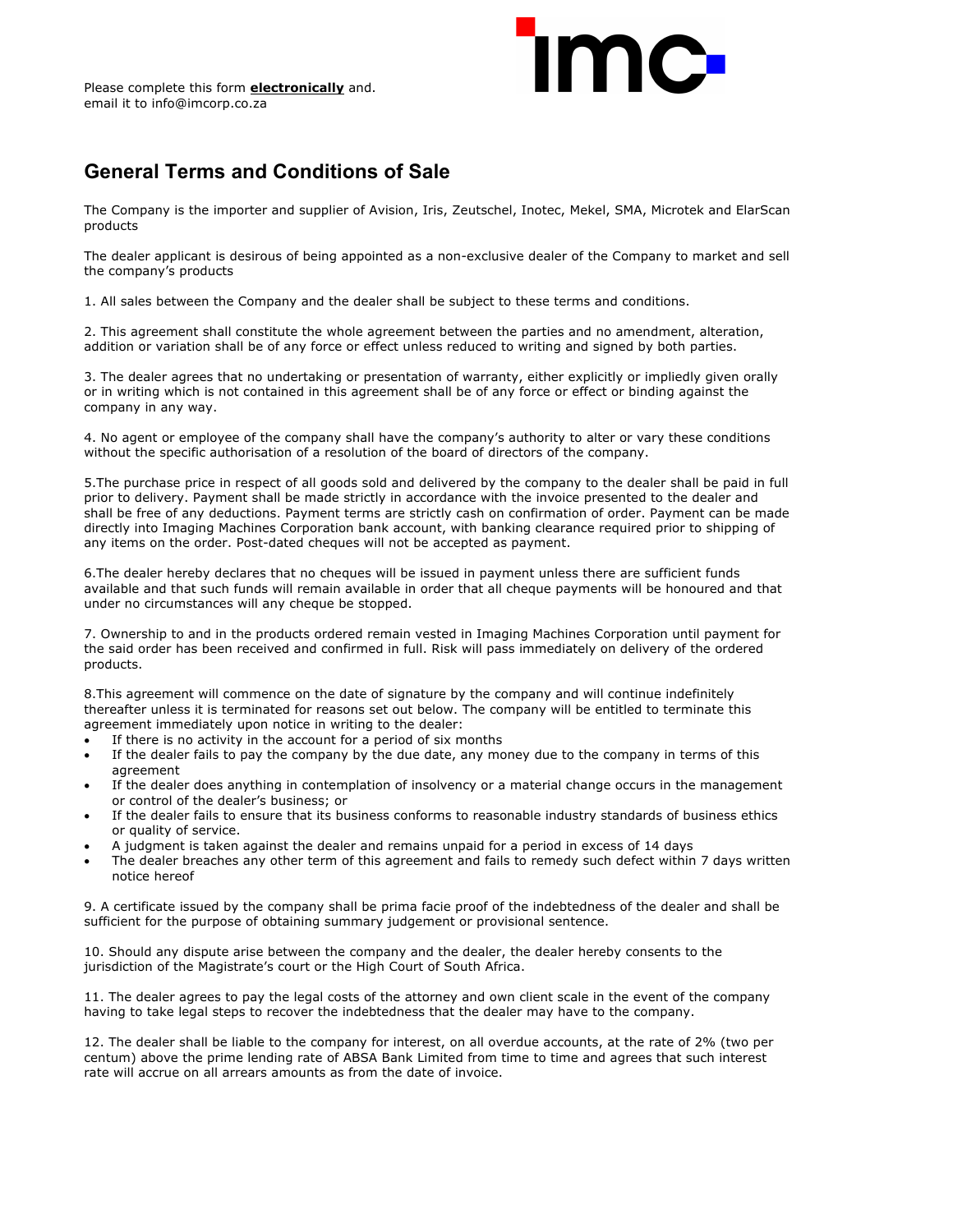Please complete this form **electronically** and.
email it to info@imcorp.co.za

## General Terms and Conditions of Sale

The Company is the importer and supplier of Avision, Iris, Zeutschel, Inotec, Mekel, SMA, Microtek and ElarScan products

The dealer applicant is desirous of being appointed as a non-exclusive dealer of the Company to market and sell the company's products

1. All sales between the Company and the dealer shall be subject to these terms and conditions.

2. This agreement shall constitute the whole agreement between the parties and no amendment, alteration, addition or variation shall be of any force or effect unless reduced to writing and signed by both parties.

3. The dealer agrees that no undertaking or presentation of warranty, either explicitly or impliedly given orally or in writing which is not contained in this agreement shall be of any force or effect or binding against the company in any way.

4. No agent or employee of the company shall have the company's authority to alter or vary these conditions without the specific authorisation of a resolution of the board of directors of the company.

5.The purchase price in respect of all goods sold and delivered by the company to the dealer shall be paid in full prior to delivery. Payment shall be made strictly in accordance with the invoice presented to the dealer and shall be free of any deductions. Payment terms are strictly cash on confirmation of order. Payment can be made directly into Imaging Machines Corporation bank account, with banking clearance required prior to shipping of any items on the order. Post-dated cheques will not be accepted as payment.

6.The dealer hereby declares that no cheques will be issued in payment unless there are sufficient funds available and that such funds will remain available in order that all cheque payments will be honoured and that under no circumstances will any cheque be stopped.

7. Ownership to and in the products ordered remain vested in Imaging Machines Corporation until payment for the said order has been received and confirmed in full. Risk will pass immediately on delivery of the ordered products.

8.This agreement will commence on the date of signature by the company and will continue indefinitely thereafter unless it is terminated for reasons set out below. The company will be entitled to terminate this agreement immediately upon notice in writing to the dealer:

- If there is no activity in the account for a period of six months
- If the dealer fails to pay the company by the due date, any money due to the company in terms of this agreement
- If the dealer does anything in contemplation of insolvency or a material change occurs in the management or control of the dealer's business; or
- If the dealer fails to ensure that its business conforms to reasonable industry standards of business ethics or quality of service.
- A judgment is taken against the dealer and remains unpaid for a period in excess of 14 days
- The dealer breaches any other term of this agreement and fails to remedy such defect within 7 days written notice hereof

9. A certificate issued by the company shall be prima facie proof of the indebtedness of the dealer and shall be sufficient for the purpose of obtaining summary judgement or provisional sentence.

10. Should any dispute arise between the company and the dealer, the dealer hereby consents to the jurisdiction of the Magistrate's court or the High Court of South Africa.

11. The dealer agrees to pay the legal costs of the attorney and own client scale in the event of the company having to take legal steps to recover the indebtedness that the dealer may have to the company.

12. The dealer shall be liable to the company for interest, on all overdue accounts, at the rate of 2% (two per centum) above the prime lending rate of ABSA Bank Limited from time to time and agrees that such interest rate will accrue on all arrears amounts as from the date of invoice.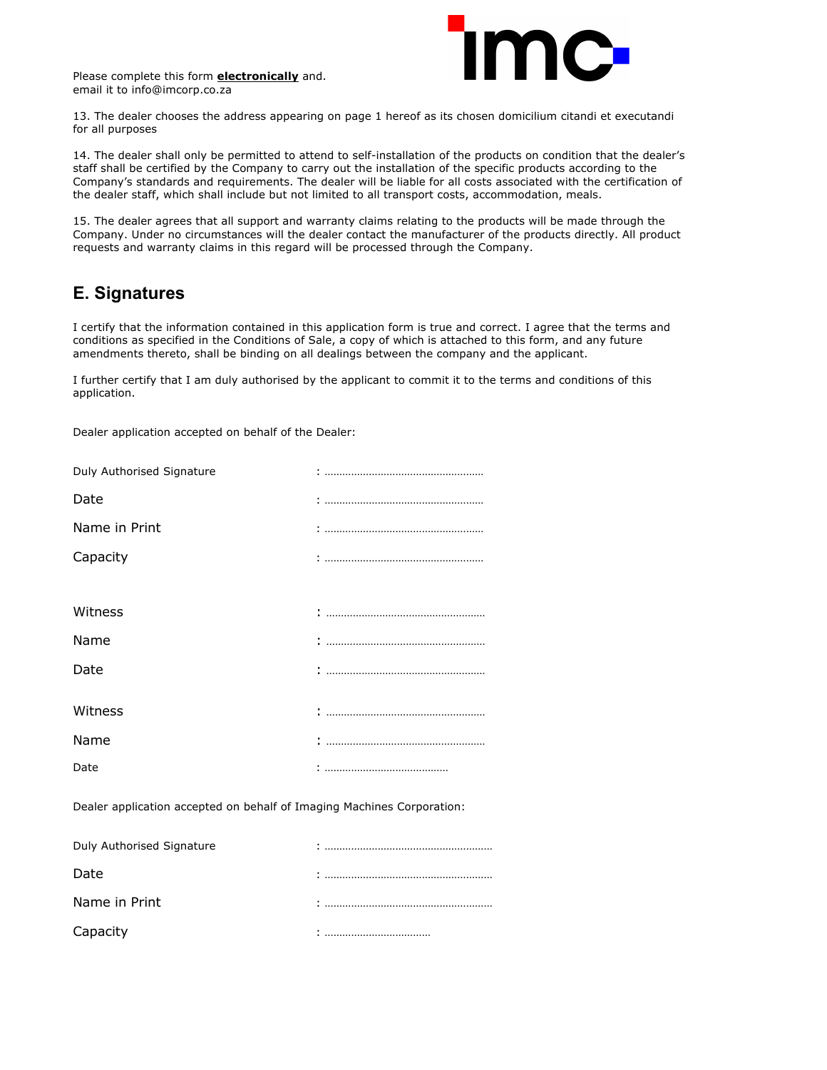Please complete this form **electronically** and.
email it to info@imcorp.co.za

13. The dealer chooses the address appearing on page 1 hereof as its chosen domicilium citandi et executandi for all purposes

14. The dealer shall only be permitted to attend to self-installation of the products on condition that the dealer's staff shall be certified by the Company to carry out the installation of the specific products according to the Company's standards and requirements. The dealer will be liable for all costs associated with the certification of the dealer staff, which shall include but not limited to all transport costs, accommodation, meals.

15. The dealer agrees that all support and warranty claims relating to the products will be made through the Company. Under no circumstances will the dealer contact the manufacturer of the products directly. All product requests and warranty claims in this regard will be processed through the Company.

## E. Signatures

I certify that the information contained in this application form is true and correct. I agree that the terms and conditions as specified in the Conditions of Sale, a copy of which is attached to this form, and any future amendments thereto, shall be binding on all dealings between the company and the applicant.

I further certify that I am duly authorised by the applicant to commit it to the terms and conditions of this application.

Dealer application accepted on behalf of the Dealer:

Duly Authorised Signature : ………………………………………………

Date : ………………………………………………

Name in Print : ………………………………………………

Capacity : ………………………………………………

Witness : ………………………………………………

Name : ………………………………………………

Date : ………………………………………………

Witness : ………………………………………………

Name : ………………………………………………

Date : ……………………………………

Dealer application accepted on behalf of Imaging Machines Corporation:

Duly Authorised Signature : …………………………………………………

Date : …………………………………………………

Name in Print : …………………………………………………

Capacity : ………………………………